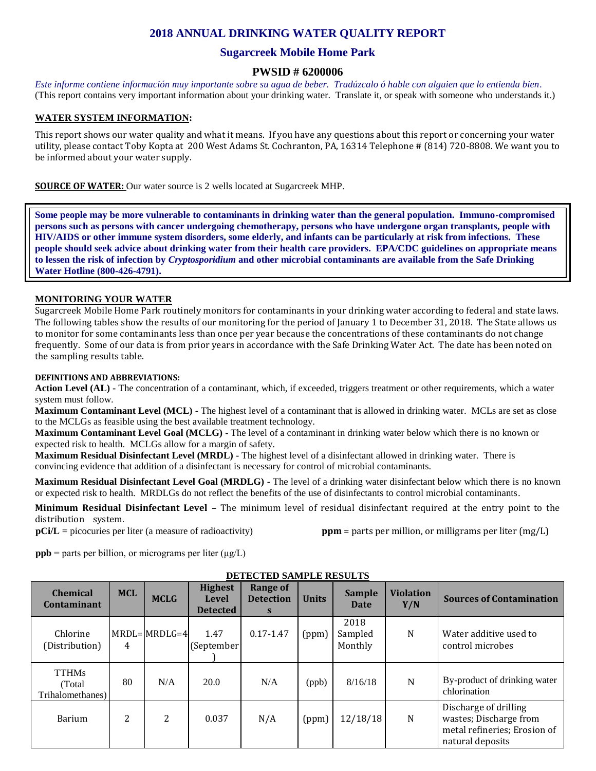# 2018 ANNUAL DRINKING WATER QUALITY REPORT

## Sugarcreek Mobile Home Park

### PWSID # 6200006

*Este informe contiene información muy importante sobre su agua de beber. Tradúzcalo ó hable con alguien que lo entienda bien.*
(This report contains very important information about your drinking water. Translate it, or speak with someone who understands it.)

**WATER SYSTEM INFORMATION:**

This report shows our water quality and what it means. If you have any questions about this report or concerning your water utility, please contact Toby Kopta at 200 West Adams St. Cochranton, PA, 16314 Telephone # (814) 720-8808. We want you to be informed about your water supply.

**SOURCE OF WATER:** Our water source is 2 wells located at Sugarcreek MHP.

**Some people may be more vulnerable to contaminants in drinking water than the general population. Immuno-compromised persons such as persons with cancer undergoing chemotherapy, persons who have undergone organ transplants, people with HIV/AIDS or other immune system disorders, some elderly, and infants can be particularly at risk from infections. These people should seek advice about drinking water from their health care providers. EPA/CDC guidelines on appropriate means to lessen the risk of infection by *Cryptosporidium* and other microbial contaminants are available from the Safe Drinking Water Hotline (800-426-4791).**

**MONITORING YOUR WATER**

Sugarcreek Mobile Home Park routinely monitors for contaminants in your drinking water according to federal and state laws. The following tables show the results of our monitoring for the period of January 1 to December 31, 2018. The State allows us to monitor for some contaminants less than once per year because the concentrations of these contaminants do not change frequently. Some of our data is from prior years in accordance with the Safe Drinking Water Act. The date has been noted on the sampling results table.

**DEFINITIONS AND ABBREVIATIONS:**

**Action Level (AL) -** The concentration of a contaminant, which, if exceeded, triggers treatment or other requirements, which a water system must follow.

**Maximum Contaminant Level (MCL) -** The highest level of a contaminant that is allowed in drinking water. MCLs are set as close to the MCLGs as feasible using the best available treatment technology.

**Maximum Contaminant Level Goal (MCLG) -** The level of a contaminant in drinking water below which there is no known or expected risk to health. MCLGs allow for a margin of safety.

**Maximum Residual Disinfectant Level (MRDL) -** The highest level of a disinfectant allowed in drinking water. There is convincing evidence that addition of a disinfectant is necessary for control of microbial contaminants.

**Maximum Residual Disinfectant Level Goal (MRDLG) -** The level of a drinking water disinfectant below which there is no known or expected risk to health. MRDLGs do not reflect the benefits of the use of disinfectants to control microbial contaminants.

**Minimum Residual Disinfectant Level –** The minimum level of residual disinfectant required at the entry point to the distribution system.

**pCi/L** = picocuries per liter (a measure of radioactivity)

**ppm** = parts per million, or milligrams per liter (mg/L)

**ppb** = parts per billion, or micrograms per liter (μg/L)

**DETECTED SAMPLE RESULTS**

| Chemical Contaminant | MCL | MCLG | Highest Level Detected | Range of Detections | Units | Sample Date | Violation Y/N | Sources of Contamination |
|---|---|---|---|---|---|---|---|---|
| Chlorine (Distribution) | MRDL=4 | MRDLG=4 | 1.47 (September) | 0.17-1.47 | (ppm) | 2018 Sampled Monthly | N | Water additive used to control microbes |
| TTHMs (Total Trihalomethanes) | 80 | N/A | 20.0 | N/A | (ppb) | 8/16/18 | N | By-product of drinking water chlorination |
| Barium | 2 | 2 | 0.037 | N/A | (ppm) | 12/18/18 | N | Discharge of drilling wastes; Discharge from metal refineries; Erosion of natural deposits |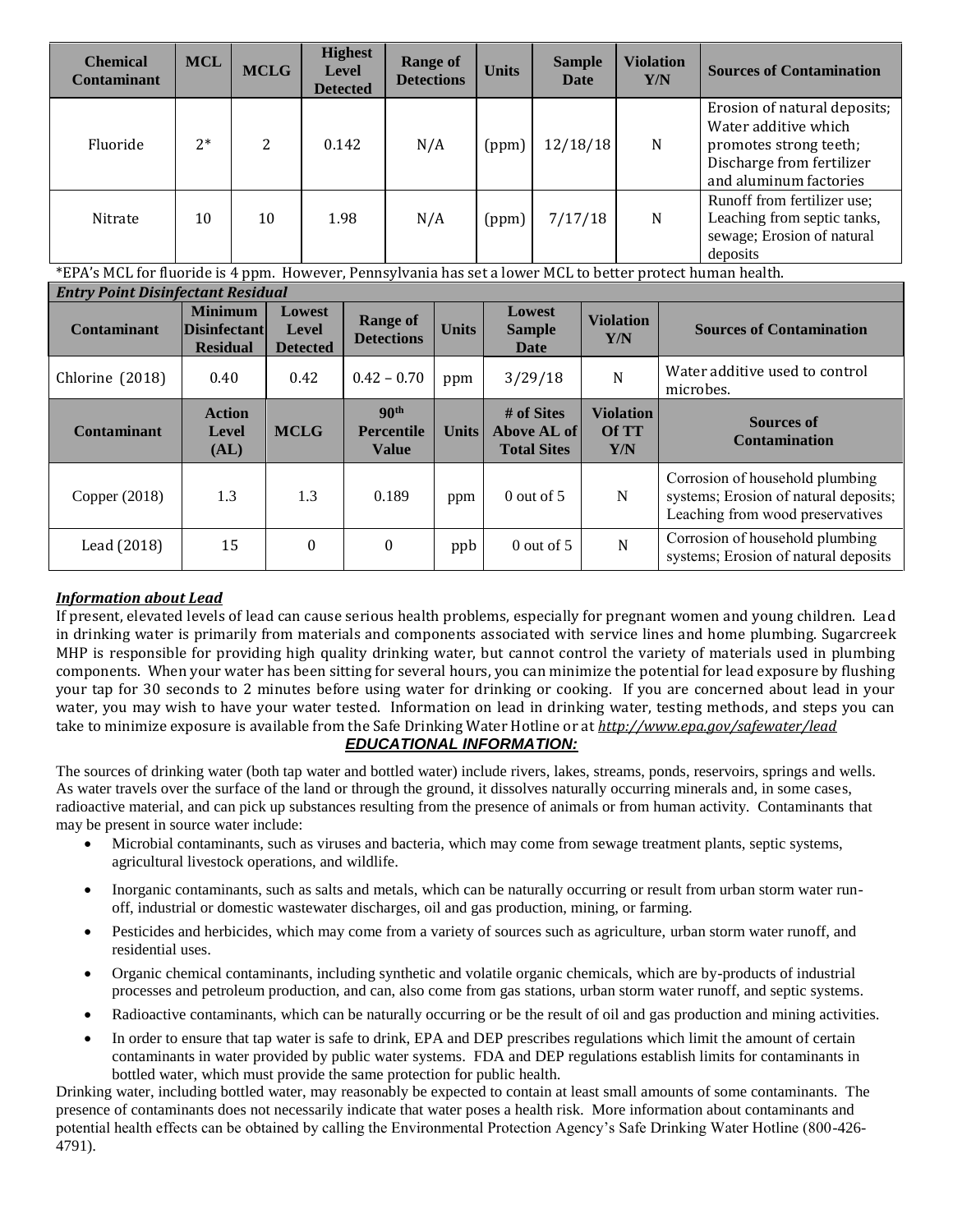| Chemical Contaminant | MCL | MCLG | Highest Level Detected | Range of Detections | Units | Sample Date | Violation Y/N | Sources of Contamination |
|---|---|---|---|---|---|---|---|---|
| Fluoride | 2* | 2 | 0.142 | N/A | (ppm) | 12/18/18 | N | Erosion of natural deposits; Water additive which promotes strong teeth; Discharge from fertilizer and aluminum factories |
| Nitrate | 10 | 10 | 1.98 | N/A | (ppm) | 7/17/18 | N | Runoff from fertilizer use; Leaching from septic tanks, sewage; Erosion of natural deposits |

*EPA's MCL for fluoride is 4 ppm. However, Pennsylvania has set a lower MCL to better protect human health.

***Entry Point Disinfectant Residual***

| Contaminant | Minimum Disinfectant Residual | Lowest Level Detected | Range of Detections | Units | Lowest Sample Date | Violation Y/N | Sources of Contamination |
|---|---|---|---|---|---|---|---|
| Chlorine (2018) | 0.40 | 0.42 | 0.42 – 0.70 | ppm | 3/29/18 | N | Water additive used to control microbes. |

| Contaminant | Action Level (AL) | MCLG | 90th Percentile Value | Units | # of Sites Above AL of Total Sites | Violation Of TT Y/N | Sources of Contamination |
|---|---|---|---|---|---|---|---|
| Copper (2018) | 1.3 | 1.3 | 0.189 | ppm | 0 out of 5 | N | Corrosion of household plumbing systems; Erosion of natural deposits; Leaching from wood preservatives |
| Lead (2018) | 15 | 0 | 0 | ppb | 0 out of 5 | N | Corrosion of household plumbing systems; Erosion of natural deposits |

***Information about Lead***

If present, elevated levels of lead can cause serious health problems, especially for pregnant women and young children. Lead in drinking water is primarily from materials and components associated with service lines and home plumbing. Sugarcreek MHP is responsible for providing high quality drinking water, but cannot control the variety of materials used in plumbing components. When your water has been sitting for several hours, you can minimize the potential for lead exposure by flushing your tap for 30 seconds to 2 minutes before using water for drinking or cooking. If you are concerned about lead in your water, you may wish to have your water tested. Information on lead in drinking water, testing methods, and steps you can take to minimize exposure is available from the Safe Drinking Water Hotline or at *http://www.epa.gov/safewater/lead*

***EDUCATIONAL INFORMATION:***

The sources of drinking water (both tap water and bottled water) include rivers, lakes, streams, ponds, reservoirs, springs and wells. As water travels over the surface of the land or through the ground, it dissolves naturally occurring minerals and, in some cases, radioactive material, and can pick up substances resulting from the presence of animals or from human activity. Contaminants that may be present in source water include:

- Microbial contaminants, such as viruses and bacteria, which may come from sewage treatment plants, septic systems, agricultural livestock operations, and wildlife.
- Inorganic contaminants, such as salts and metals, which can be naturally occurring or result from urban storm water run-off, industrial or domestic wastewater discharges, oil and gas production, mining, or farming.
- Pesticides and herbicides, which may come from a variety of sources such as agriculture, urban storm water runoff, and residential uses.
- Organic chemical contaminants, including synthetic and volatile organic chemicals, which are by-products of industrial processes and petroleum production, and can, also come from gas stations, urban storm water runoff, and septic systems.
- Radioactive contaminants, which can be naturally occurring or be the result of oil and gas production and mining activities.
- In order to ensure that tap water is safe to drink, EPA and DEP prescribes regulations which limit the amount of certain contaminants in water provided by public water systems. FDA and DEP regulations establish limits for contaminants in bottled water, which must provide the same protection for public health.

Drinking water, including bottled water, may reasonably be expected to contain at least small amounts of some contaminants. The presence of contaminants does not necessarily indicate that water poses a health risk. More information about contaminants and potential health effects can be obtained by calling the Environmental Protection Agency's Safe Drinking Water Hotline (800-426-4791).